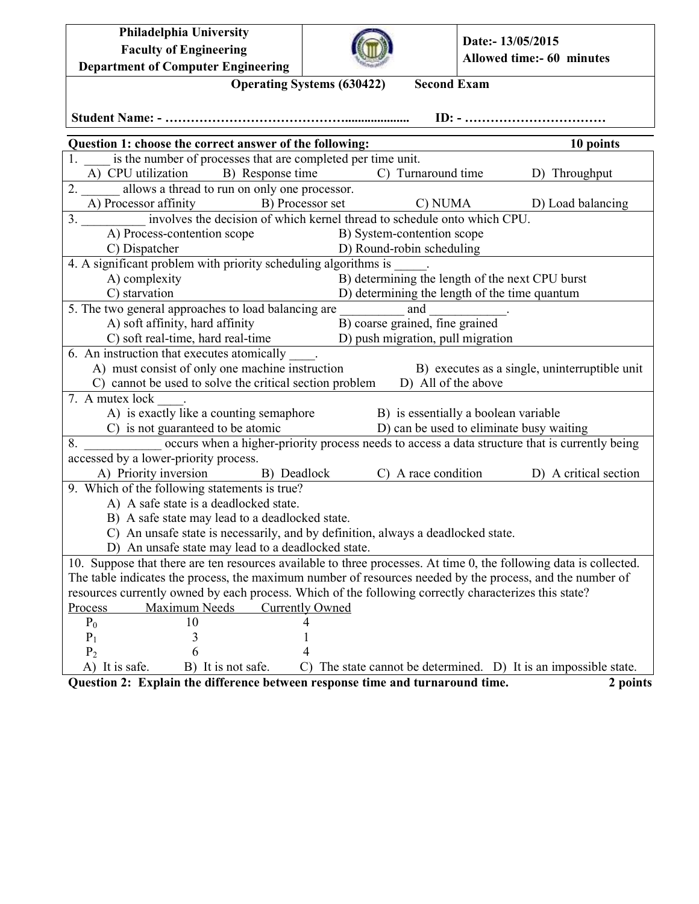**Philadelphia University**
**Faculty of Engineering**
**Department of Computer Engineering**

**Date:- 13/05/2015**
**Allowed time:- 60 minutes**

**Operating Systems (630422) Second Exam**

**Student Name: - …………………………………................... ID: - ……………………………**

**Question 1: choose the correct answer of the following: 10 points**

1. ____ is the number of processes that are completed per time unit.
   A) CPU utilization B) Response time C) Turnaround time D) Throughput

2. ______ allows a thread to run on only one processor.
   A) Processor affinity B) Processor set C) NUMA D) Load balancing

3. __________ involves the decision of which kernel thread to schedule onto which CPU.
   A) Process-contention scope B) System-contention scope
   C) Dispatcher D) Round-robin scheduling

4. A significant problem with priority scheduling algorithms is _____.
   A) complexity B) determining the length of the next CPU burst
   C) starvation D) determining the length of the time quantum

5. The two general approaches to load balancing are __________ and ____________.
   A) soft affinity, hard affinity B) coarse grained, fine grained
   C) soft real-time, hard real-time D) push migration, pull migration

6. An instruction that executes atomically ____.
   A) must consist of only one machine instruction B) executes as a single, uninterruptible unit
   C) cannot be used to solve the critical section problem D) All of the above

7. A mutex lock ____.
   A) is exactly like a counting semaphore B) is essentially a boolean variable
   C) is not guaranteed to be atomic D) can be used to eliminate busy waiting

8. ____________ occurs when a higher-priority process needs to access a data structure that is currently being accessed by a lower-priority process.
   A) Priority inversion B) Deadlock C) A race condition D) A critical section

9. Which of the following statements is true?
   A) A safe state is a deadlocked state.
   B) A safe state may lead to a deadlocked state.
   C) An unsafe state is necessarily, and by definition, always a deadlocked state.
   D) An unsafe state may lead to a deadlocked state.

10. Suppose that there are ten resources available to three processes. At time 0, the following data is collected. The table indicates the process, the maximum number of resources needed by the process, and the number of resources currently owned by each process. Which of the following correctly characterizes this state?

| Process | Maximum Needs | Currently Owned |
|---|---|---|
| $P_0$ | 10 | 4 |
| $P_1$ | 3 | 1 |
| $P_2$ | 6 | 4 |

   A) It is safe. B) It is not safe. C) The state cannot be determined. D) It is an impossible state.

**Question 2: Explain the difference between response time and turnaround time. 2 points**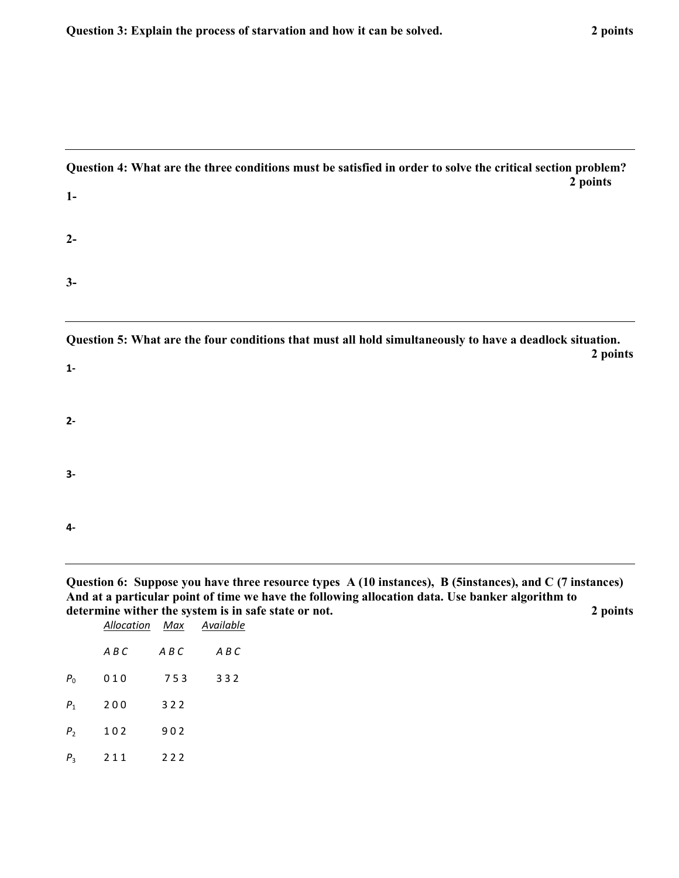**Question 3: Explain the process of starvation and how it can be solved.** **2 points**

---

**Question 4: What are the three conditions must be satisfied in order to solve the critical section problem?** **2 points**

1-

2-

3-

---

**Question 5: What are the four conditions that must all hold simultaneously to have a deadlock situation.** **2 points**

1-

2-

3-

4-

---

**Question 6: Suppose you have three resource types A (10 instances), B (5instances), and C (7 instances) And at a particular point of time we have the following allocation data. Use banker algorithm to determine wither the system is in safe state or not.** **2 points**

| | *Allocation* | *Max* | *Available* |
|---|---|---|---|
| | *A B C* | *A B C* | *A B C* |
| $P_0$ | 0 1 0 | 7 5 3 | 3 3 2 |
| $P_1$ | 2 0 0 | 3 2 2 | |
| $P_2$ | 1 0 2 | 9 0 2 | |
| $P_3$ | 2 1 1 | 2 2 2 | |